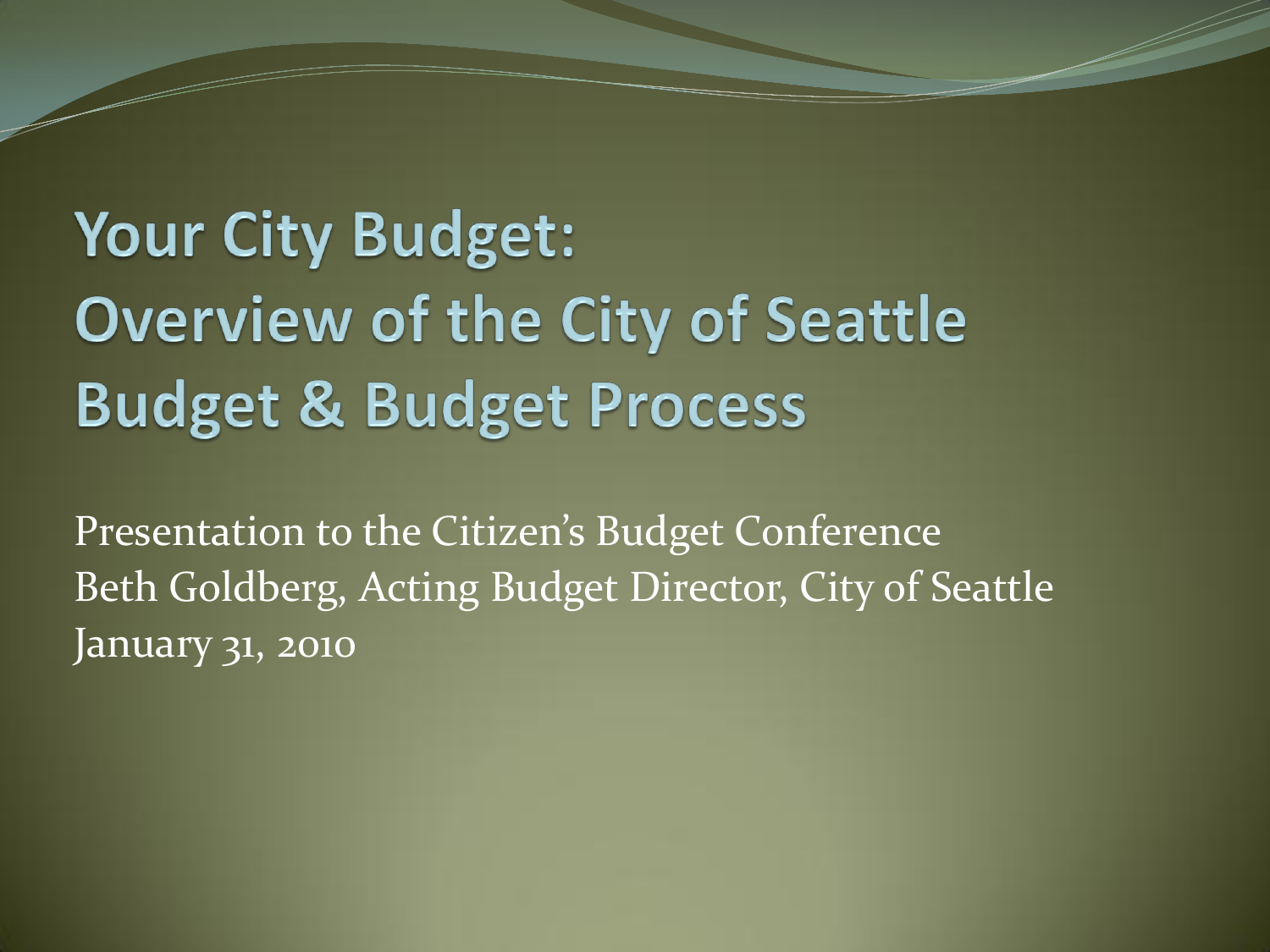# Your City Budget: Overview of the City of Seattle Budget & Budget Process

Presentation to the Citizen's Budget Conference
Beth Goldberg, Acting Budget Director, City of Seattle
January 31, 2010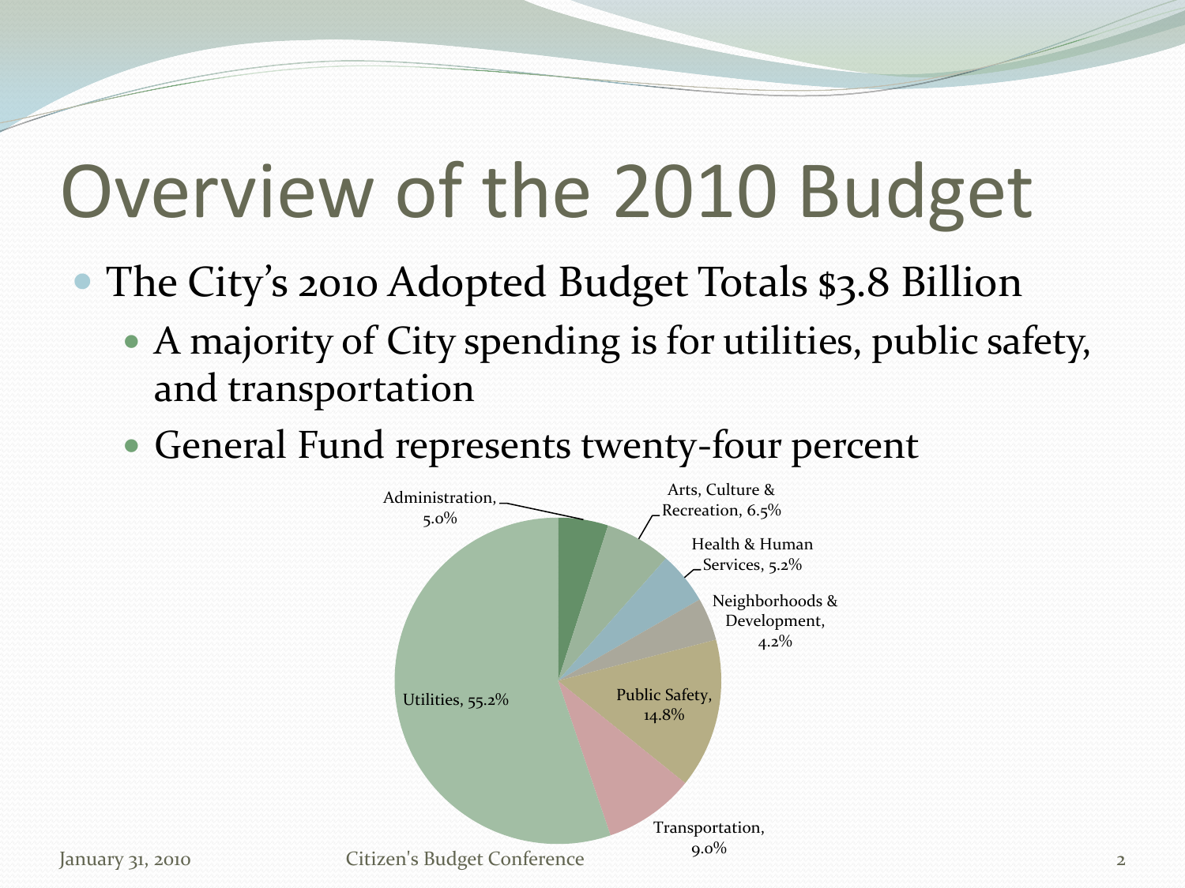# Overview of the 2010 Budget

- The City's 2010 Adopted Budget Totals $3.8 Billion
  - A majority of City spending is for utilities, public safety, and transportation
  - General Fund represents twenty-four percent

| Category | Percent |
| --- | --- |
| Administration | 5.0% |
| Arts, Culture & Recreation | 6.5% |
| Health & Human Services | 5.2% |
| Neighborhoods & Development | 4.2% |
| Public Safety | 14.8% |
| Transportation | 9.0% |
| Utilities | 55.2% |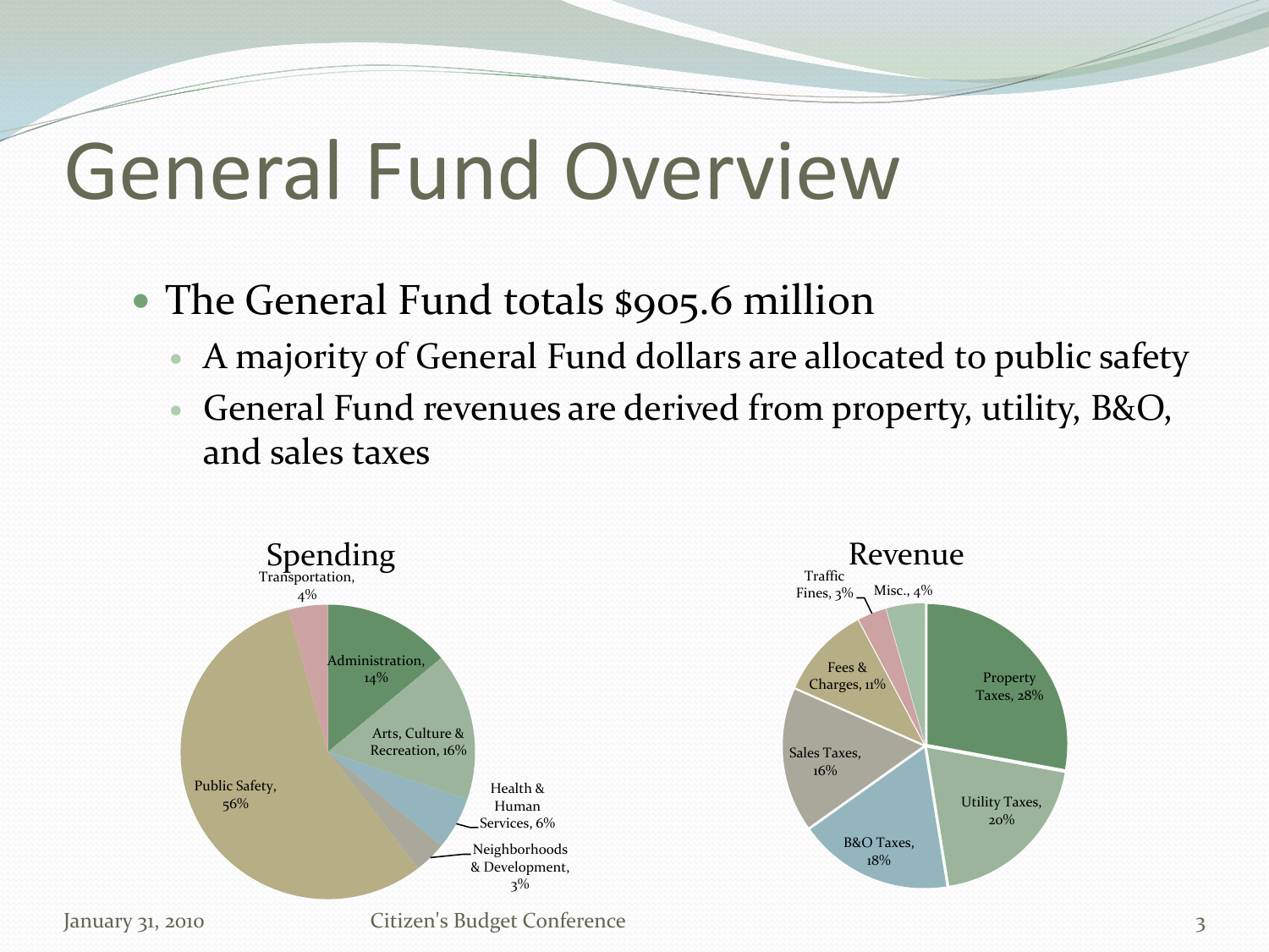# General Fund Overview

- The General Fund totals $905.6 million
  - A majority of General Fund dollars are allocated to public safety
  - General Fund revenues are derived from property, utility, B&O, and sales taxes

**Spending**

| Category | Share |
|---|---|
| Public Safety | 56% |
| Arts, Culture & Recreation | 16% |
| Administration | 14% |
| Health & Human Services | 6% |
| Transportation | 4% |
| Neighborhoods & Development | 3% |

**Revenue**

| Category | Share |
|---|---|
| Property Taxes | 28% |
| Utility Taxes | 20% |
| B&O Taxes | 18% |
| Sales Taxes | 16% |
| Fees & Charges | 11% |
| Misc. | 4% |
| Traffic Fines | 3% |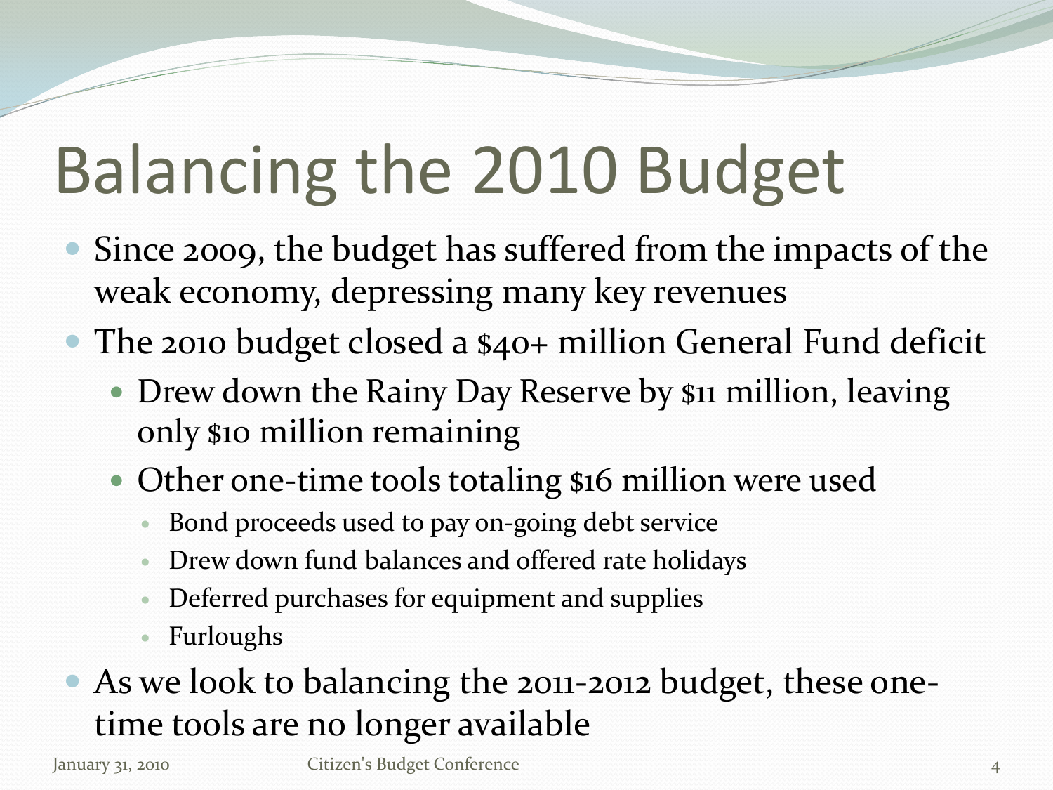# Balancing the 2010 Budget

- Since 2009, the budget has suffered from the impacts of the weak economy, depressing many key revenues
- The 2010 budget closed a $40+ million General Fund deficit
  - Drew down the Rainy Day Reserve by $11 million, leaving only $10 million remaining
  - Other one-time tools totaling $16 million were used
    - Bond proceeds used to pay on-going debt service
    - Drew down fund balances and offered rate holidays
    - Deferred purchases for equipment and supplies
    - Furloughs
- As we look to balancing the 2011-2012 budget, these one-time tools are no longer available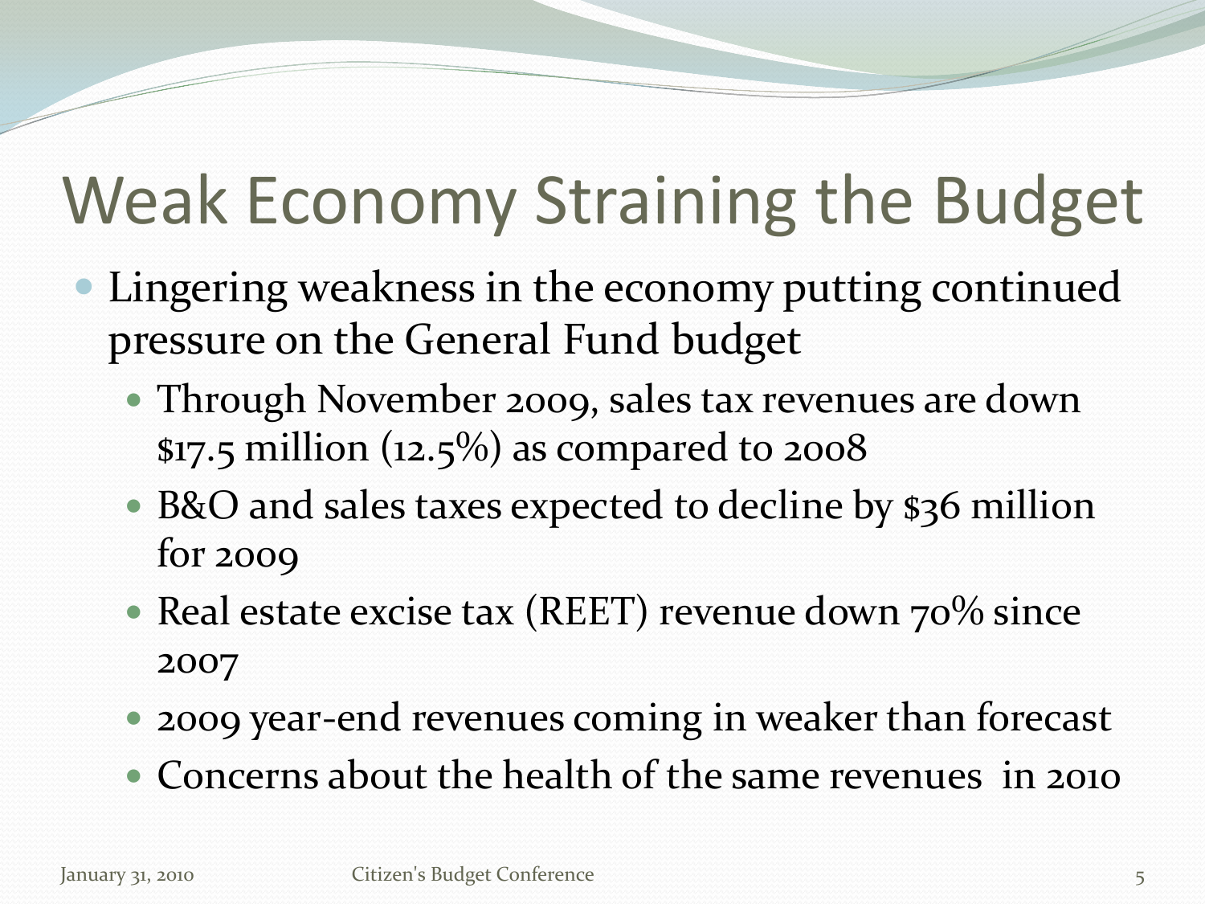# Weak Economy Straining the Budget

- Lingering weakness in the economy putting continued pressure on the General Fund budget
  - Through November 2009, sales tax revenues are down $17.5 million (12.5%) as compared to 2008
  - B&O and sales taxes expected to decline by $36 million for 2009
  - Real estate excise tax (REET) revenue down 70% since 2007
  - 2009 year-end revenues coming in weaker than forecast
  - Concerns about the health of the same revenues in 2010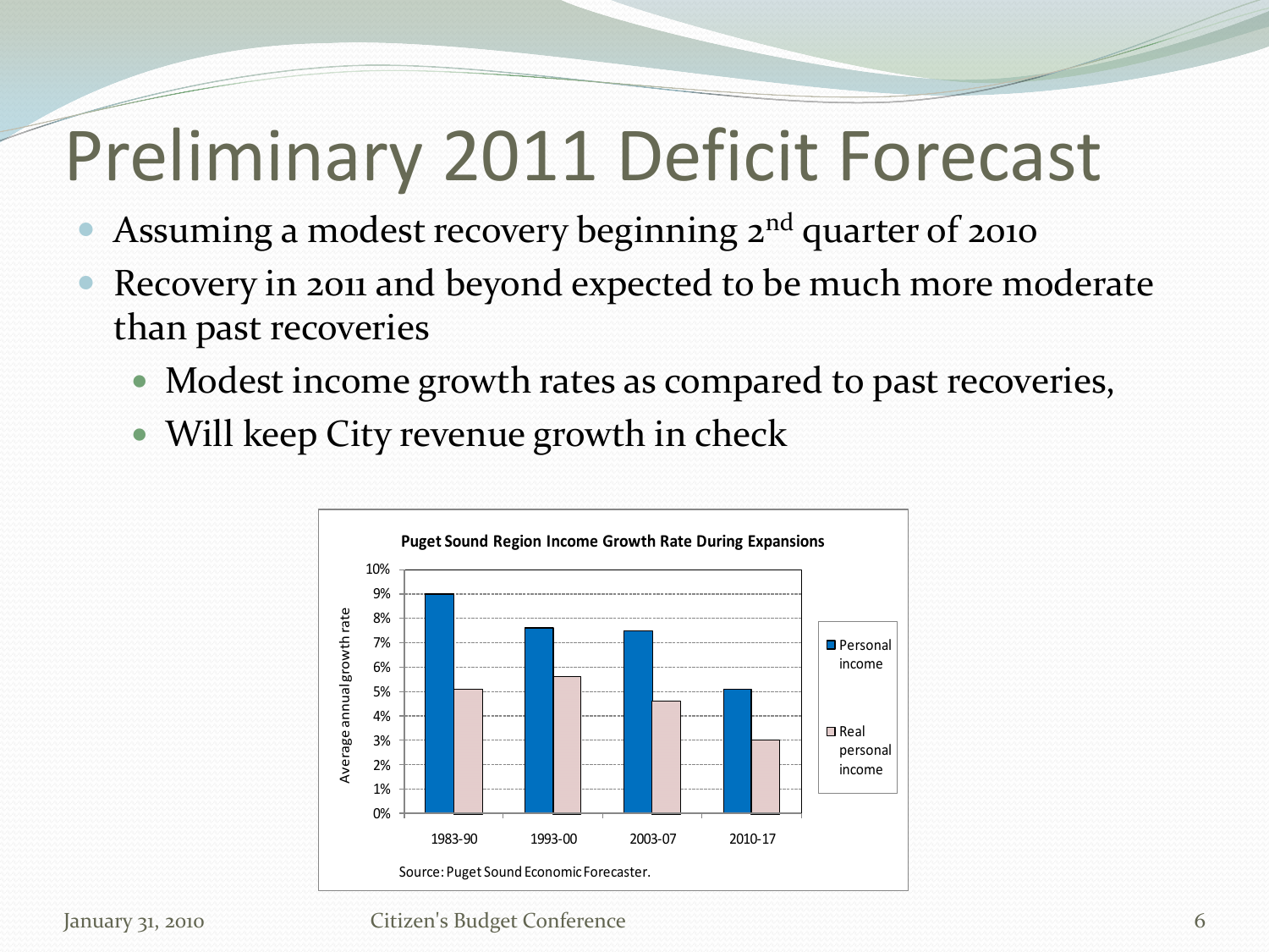# Preliminary 2011 Deficit Forecast

- Assuming a modest recovery beginning 2nd quarter of 2010
- Recovery in 2011 and beyond expected to be much more moderate than past recoveries
  - Modest income growth rates as compared to past recoveries,
  - Will keep City revenue growth in check

**Puget Sound Region Income Growth Rate During Expansions**

| Period | Personal income | Real personal income |
|---|---|---|
| 1983-90 | 9.0% | 5.1% |
| 1993-00 | 7.6% | 5.6% |
| 2003-07 | 7.5% | 4.6% |
| 2010-17 | 5.1% | 3.0% |

Source: Puget Sound Economic Forecaster.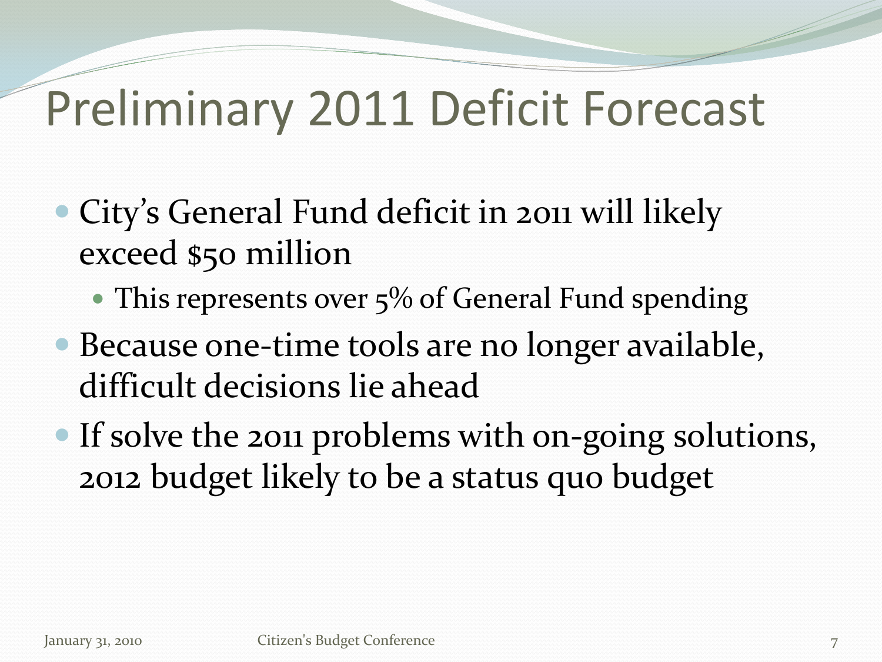# Preliminary 2011 Deficit Forecast

- City's General Fund deficit in 2011 will likely exceed $50 million
  - This represents over 5% of General Fund spending
- Because one-time tools are no longer available, difficult decisions lie ahead
- If solve the 2011 problems with on-going solutions, 2012 budget likely to be a status quo budget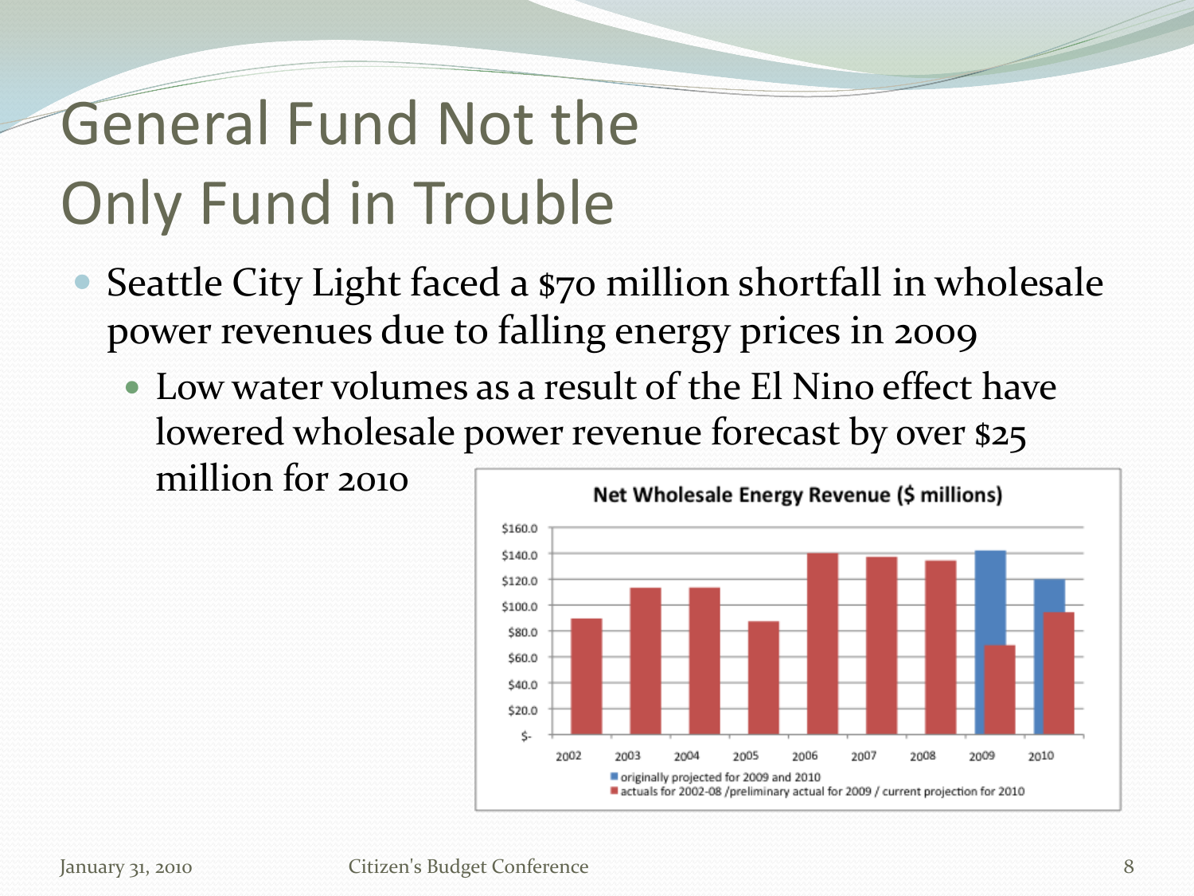# General Fund Not the Only Fund in Trouble

- Seattle City Light faced a $70 million shortfall in wholesale power revenues due to falling energy prices in 2009
  - Low water volumes as a result of the El Nino effect have lowered wholesale power revenue forecast by over $25 million for 2010

**Net Wholesale Energy Revenue ($ millions)**

| Year | originally projected for 2009 and 2010 | actuals for 2002-08 /preliminary actual for 2009 / current projection for 2010 |
|---|---|---|
| 2002 | | ~$90 |
| 2003 | | ~$114 |
| 2004 | | ~$114 |
| 2005 | | ~$88 |
| 2006 | | ~$140 |
| 2007 | | ~$137 |
| 2008 | | ~$134 |
| 2009 | ~$142 | ~$69 |
| 2010 | ~$119 | ~$94 |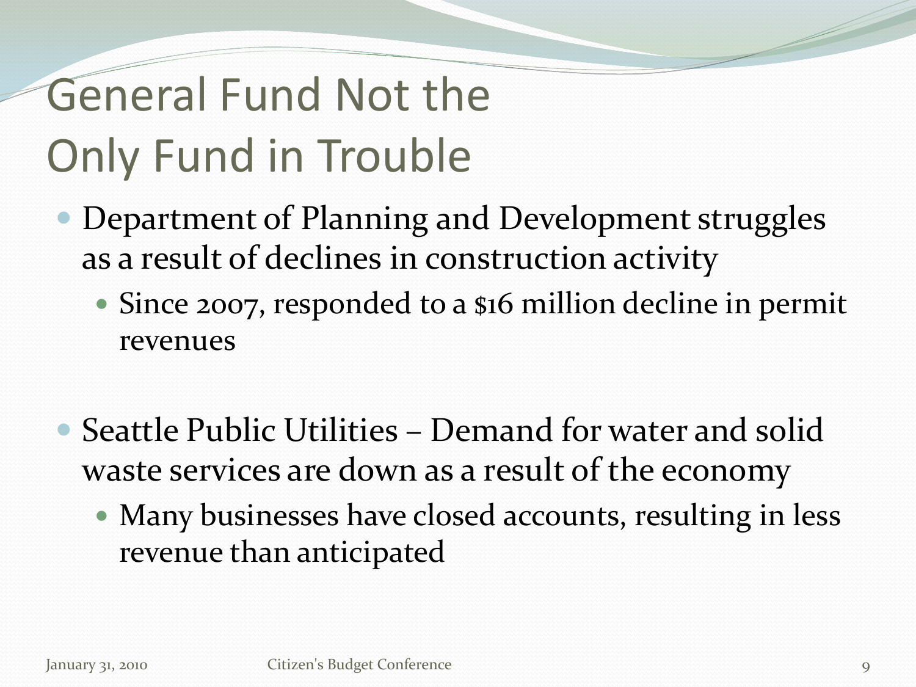# General Fund Not the Only Fund in Trouble

- Department of Planning and Development struggles as a result of declines in construction activity
  - Since 2007, responded to a $16 million decline in permit revenues

- Seattle Public Utilities – Demand for water and solid waste services are down as a result of the economy
  - Many businesses have closed accounts, resulting in less revenue than anticipated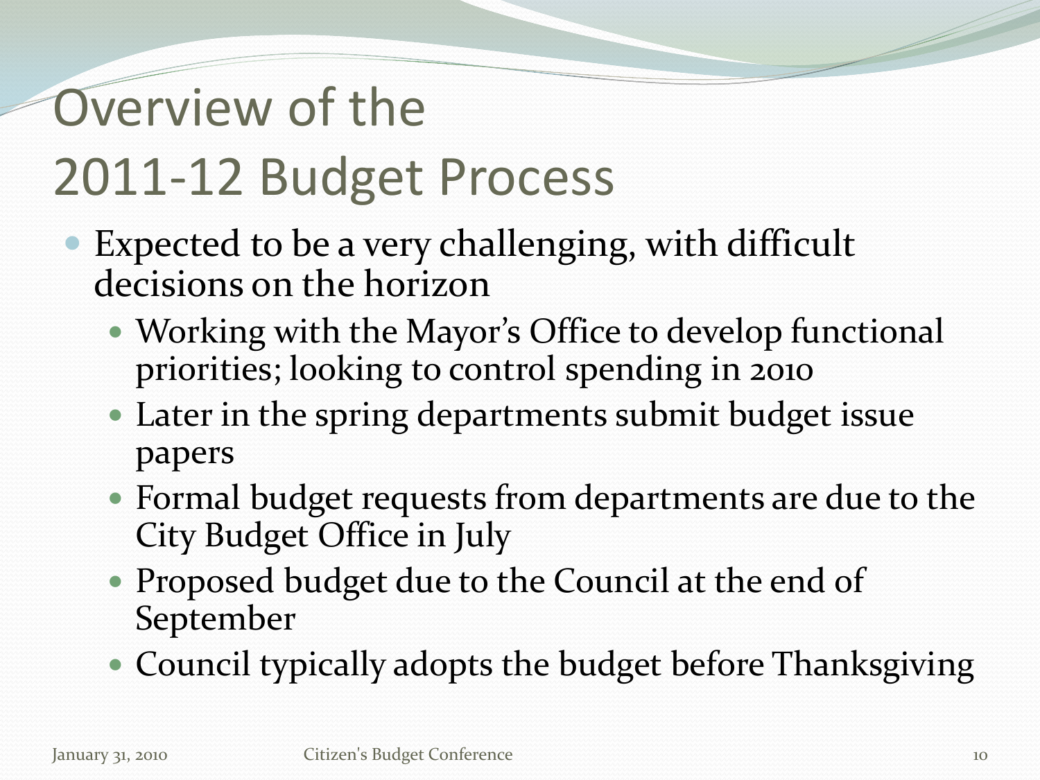# Overview of the 2011-12 Budget Process

- Expected to be a very challenging, with difficult decisions on the horizon
  - Working with the Mayor's Office to develop functional priorities; looking to control spending in 2010
  - Later in the spring departments submit budget issue papers
  - Formal budget requests from departments are due to the City Budget Office in July
  - Proposed budget due to the Council at the end of September
  - Council typically adopts the budget before Thanksgiving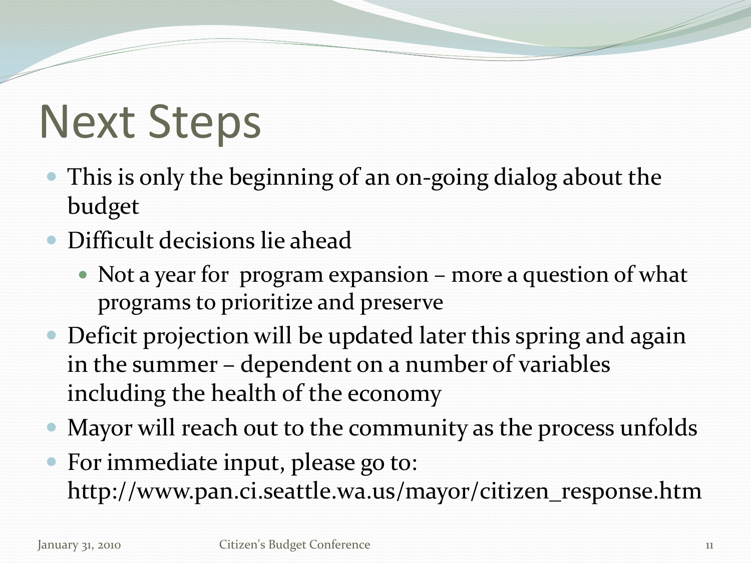# Next Steps

- This is only the beginning of an on-going dialog about the budget
- Difficult decisions lie ahead
  - Not a year for program expansion – more a question of what programs to prioritize and preserve
- Deficit projection will be updated later this spring and again in the summer – dependent on a number of variables including the health of the economy
- Mayor will reach out to the community as the process unfolds
- For immediate input, please go to: http://www.pan.ci.seattle.wa.us/mayor/citizen_response.htm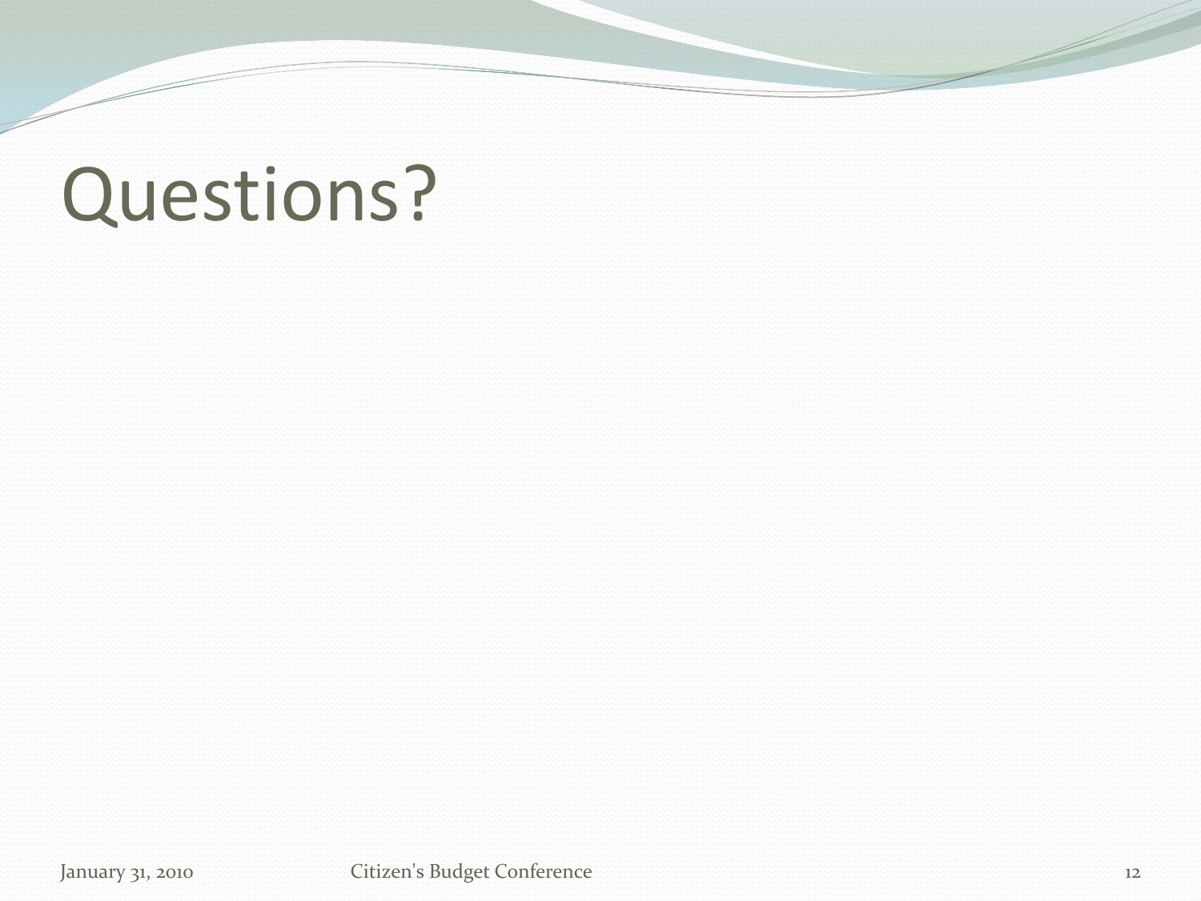# Questions?